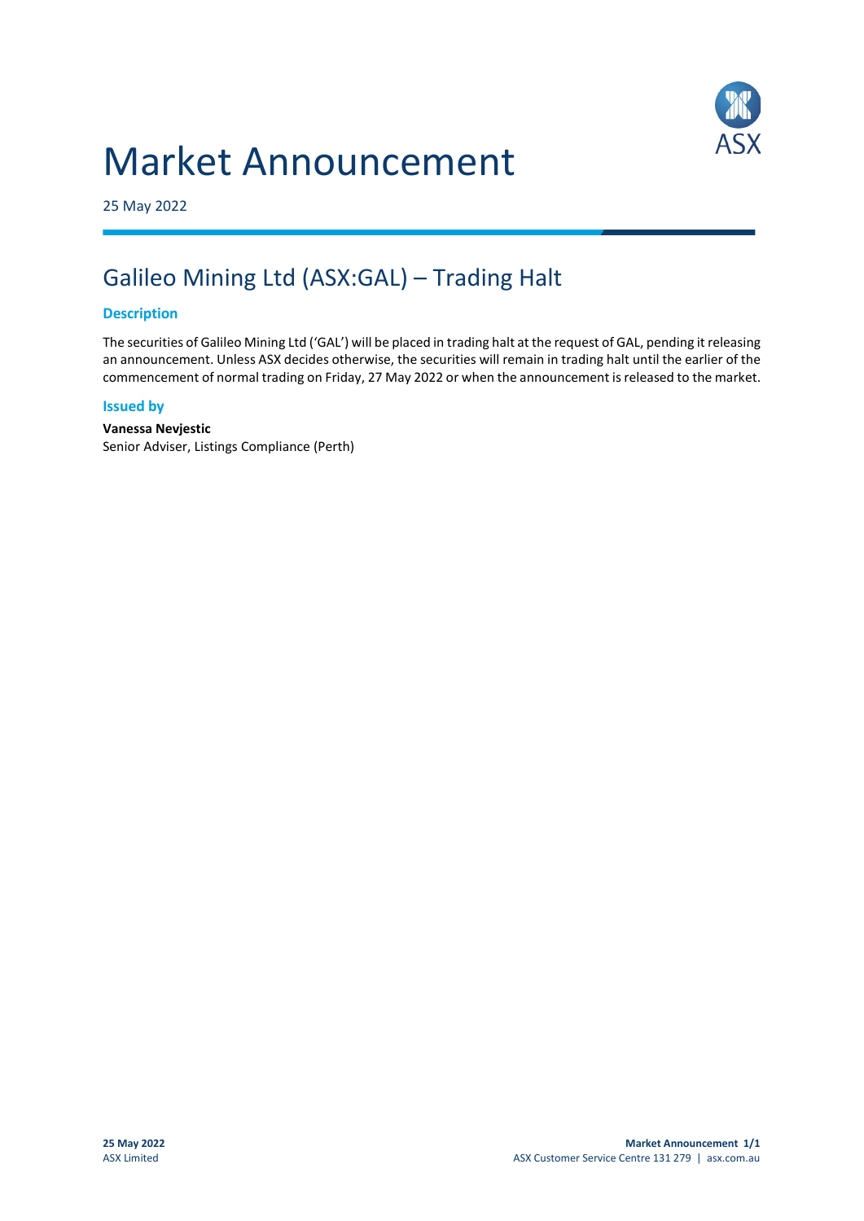# Market Announcement

25 May 2022

## Galileo Mining Ltd (ASX:GAL) – Trading Halt

### Description

The securities of Galileo Mining Ltd ('GAL') will be placed in trading halt at the request of GAL, pending it releasing an announcement. Unless ASX decides otherwise, the securities will remain in trading halt until the earlier of the commencement of normal trading on Friday, 27 May 2022 or when the announcement is released to the market.

### Issued by

**Vanessa Nevjestic**
Senior Adviser, Listings Compliance (Perth)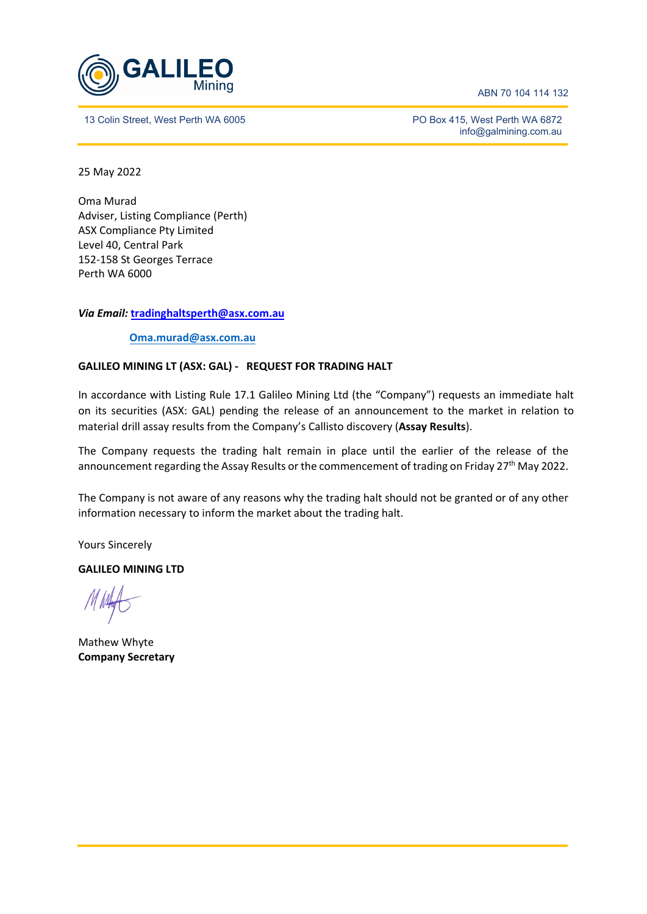GALILEO Mining

ABN 70 104 114 132

13 Colin Street, West Perth WA 6005

PO Box 415, West Perth WA 6872
info@galmining.com.au

25 May 2022

Oma Murad
Adviser, Listing Compliance (Perth)
ASX Compliance Pty Limited
Level 40, Central Park
152-158 St Georges Terrace
Perth WA 6000

***Via Email:*** **tradinghaltsperth@asx.com.au**

**Oma.murad@asx.com.au**

**GALILEO MINING LT (ASX: GAL) - REQUEST FOR TRADING HALT**

In accordance with Listing Rule 17.1 Galileo Mining Ltd (the "Company") requests an immediate halt on its securities (ASX: GAL) pending the release of an announcement to the market in relation to material drill assay results from the Company's Callisto discovery (**Assay Results**).

The Company requests the trading halt remain in place until the earlier of the release of the announcement regarding the Assay Results or the commencement of trading on Friday 27th May 2022.

The Company is not aware of any reasons why the trading halt should not be granted or of any other information necessary to inform the market about the trading halt.

Yours Sincerely

**GALILEO MINING LTD**

Mathew Whyte
**Company Secretary**